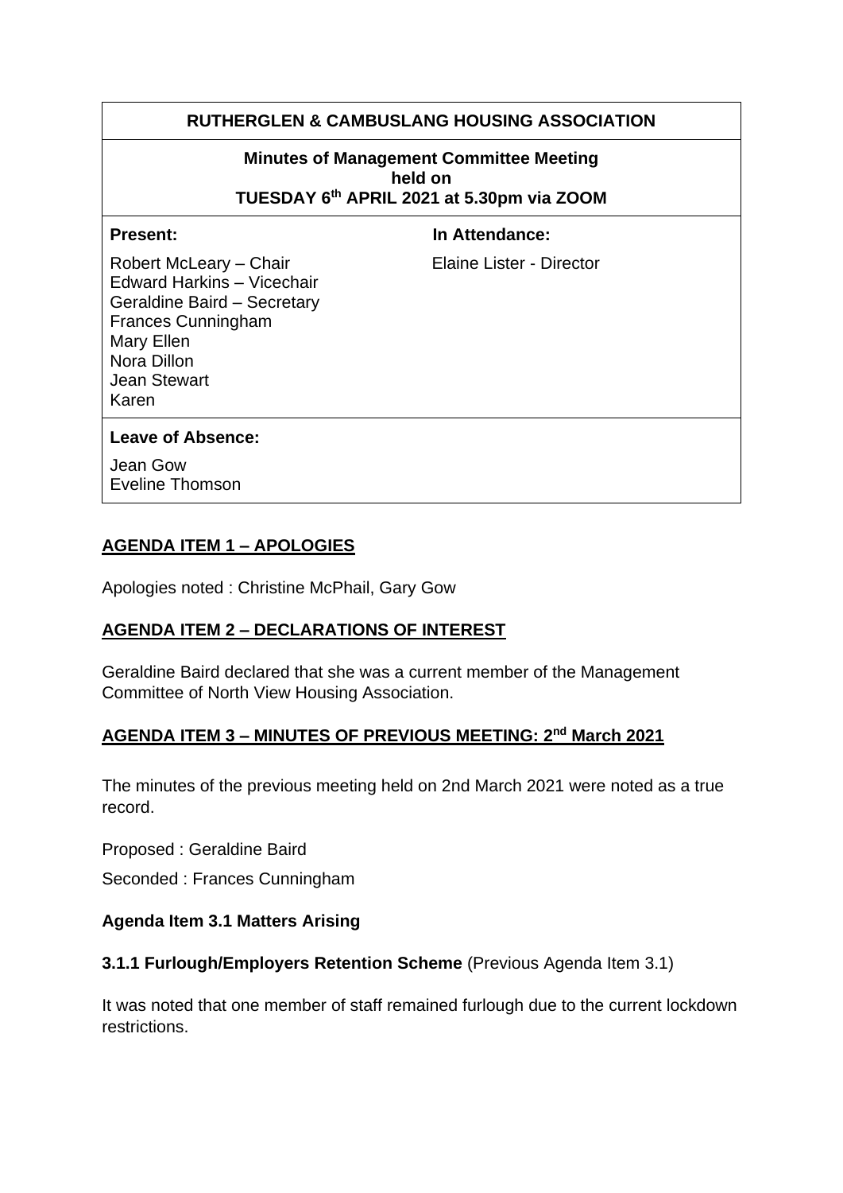| RUTHERGLEN & CAMBUSLANG HOUSING ASSOCIATION | |
|---|---|
| **Minutes of Management Committee Meeting held on TUESDAY 6th APRIL 2021 at 5.30pm via ZOOM** | |
| **Present:** | **In Attendance:** |
| Robert McLeary – Chair<br>Edward Harkins – Vicechair<br>Geraldine Baird – Secretary<br>Frances Cunningham<br>Mary Ellen<br>Nora Dillon<br>Jean Stewart<br>Karen | Elaine Lister - Director |
| **Leave of Absence:**<br>Jean Gow<br>Eveline Thomson | |

## AGENDA ITEM 1 – APOLOGIES

Apologies noted : Christine McPhail, Gary Gow

## AGENDA ITEM 2 – DECLARATIONS OF INTEREST

Geraldine Baird declared that she was a current member of the Management Committee of North View Housing Association.

## AGENDA ITEM 3 – MINUTES OF PREVIOUS MEETING: 2nd March 2021

The minutes of the previous meeting held on 2nd March 2021 were noted as a true record.

Proposed : Geraldine Baird

Seconded : Frances Cunningham

### Agenda Item 3.1 Matters Arising

**3.1.1 Furlough/Employers Retention Scheme** (Previous Agenda Item 3.1)

It was noted that one member of staff remained furlough due to the current lockdown restrictions.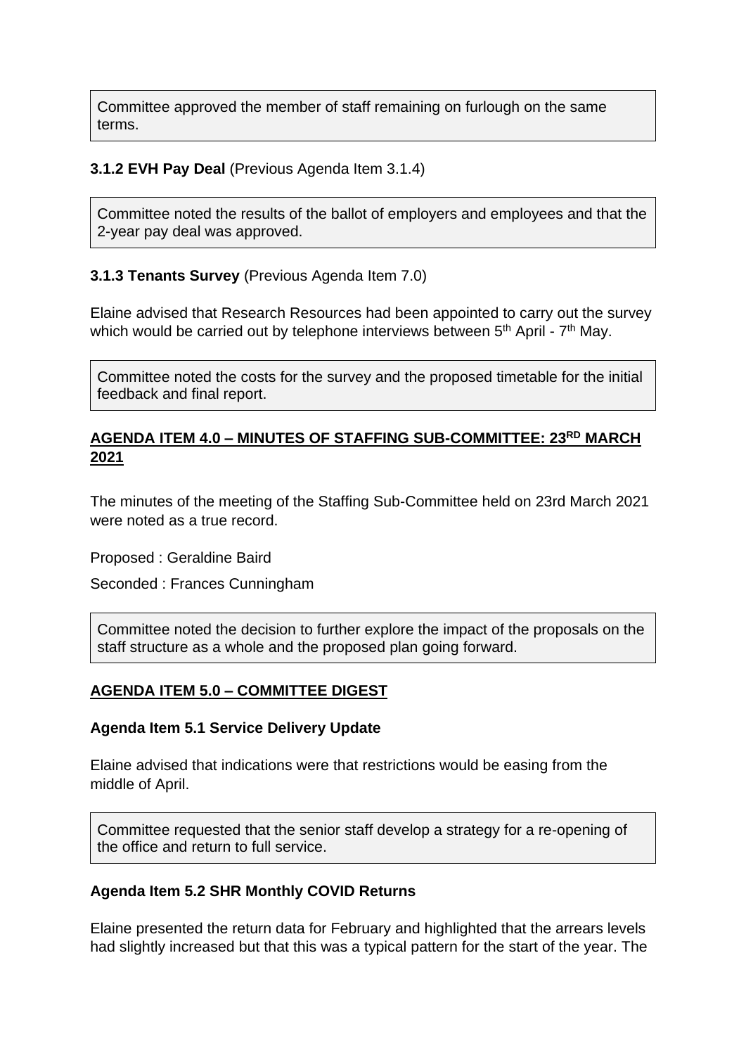Committee approved the member of staff remaining on furlough on the same terms.

**3.1.2 EVH Pay Deal** (Previous Agenda Item 3.1.4)

Committee noted the results of the ballot of employers and employees and that the 2-year pay deal was approved.

**3.1.3 Tenants Survey** (Previous Agenda Item 7.0)

Elaine advised that Research Resources had been appointed to carry out the survey which would be carried out by telephone interviews between 5th April - 7th May.

Committee noted the costs for the survey and the proposed timetable for the initial feedback and final report.

## AGENDA ITEM 4.0 – MINUTES OF STAFFING SUB-COMMITTEE: 23RD MARCH 2021

The minutes of the meeting of the Staffing Sub-Committee held on 23rd March 2021 were noted as a true record.

Proposed : Geraldine Baird

Seconded : Frances Cunningham

Committee noted the decision to further explore the impact of the proposals on the staff structure as a whole and the proposed plan going forward.

## AGENDA ITEM 5.0 – COMMITTEE DIGEST

**Agenda Item 5.1 Service Delivery Update**

Elaine advised that indications were that restrictions would be easing from the middle of April.

Committee requested that the senior staff develop a strategy for a re-opening of the office and return to full service.

**Agenda Item 5.2 SHR Monthly COVID Returns**

Elaine presented the return data for February and highlighted that the arrears levels had slightly increased but that this was a typical pattern for the start of the year. The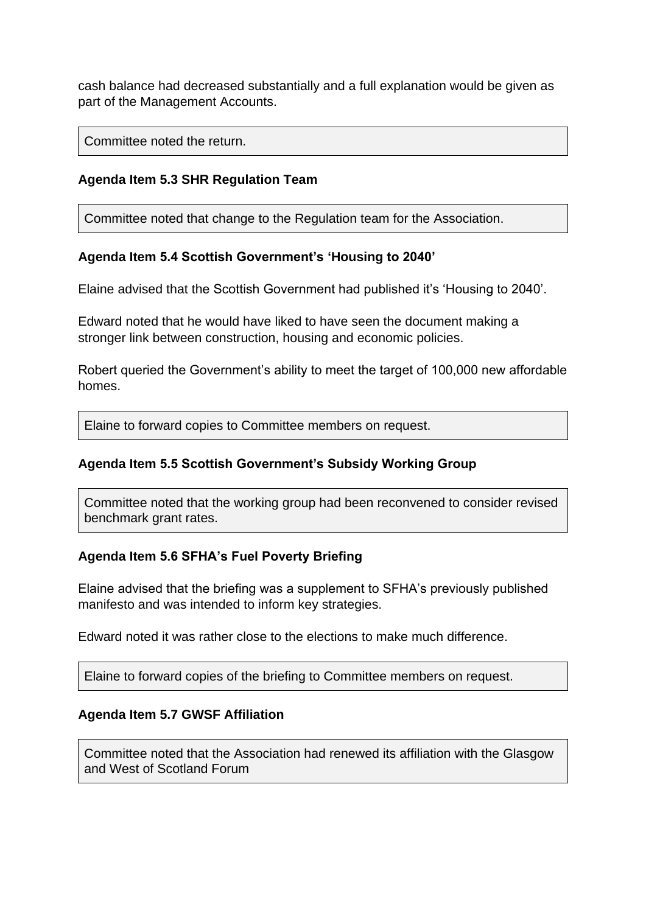cash balance had decreased substantially and a full explanation would be given as part of the Management Accounts.

Committee noted the return.

**Agenda Item 5.3 SHR Regulation Team**

Committee noted that change to the Regulation team for the Association.

**Agenda Item 5.4 Scottish Government's 'Housing to 2040'**

Elaine advised that the Scottish Government had published it's 'Housing to 2040'.

Edward noted that he would have liked to have seen the document making a stronger link between construction, housing and economic policies.

Robert queried the Government's ability to meet the target of 100,000 new affordable homes.

Elaine to forward copies to Committee members on request.

**Agenda Item 5.5 Scottish Government's Subsidy Working Group**

Committee noted that the working group had been reconvened to consider revised benchmark grant rates.

**Agenda Item 5.6 SFHA's Fuel Poverty Briefing**

Elaine advised that the briefing was a supplement to SFHA's previously published manifesto and was intended to inform key strategies.

Edward noted it was rather close to the elections to make much difference.

Elaine to forward copies of the briefing to Committee members on request.

**Agenda Item 5.7 GWSF Affiliation**

Committee noted that the Association had renewed its affiliation with the Glasgow and West of Scotland Forum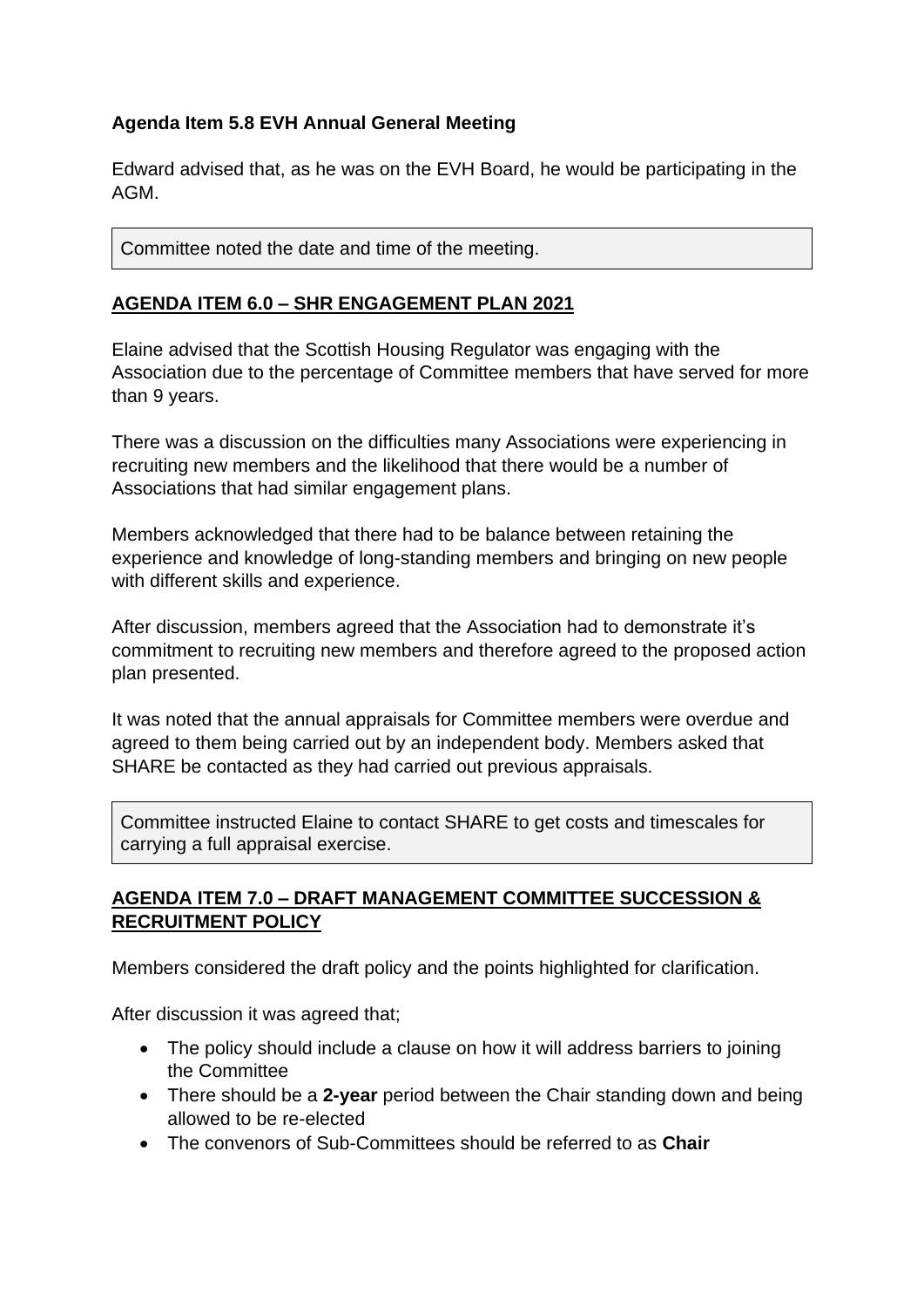**Agenda Item 5.8 EVH Annual General Meeting**

Edward advised that, as he was on the EVH Board, he would be participating in the AGM.

> Committee noted the date and time of the meeting.

## AGENDA ITEM 6.0 – SHR ENGAGEMENT PLAN 2021

Elaine advised that the Scottish Housing Regulator was engaging with the Association due to the percentage of Committee members that have served for more than 9 years.

There was a discussion on the difficulties many Associations were experiencing in recruiting new members and the likelihood that there would be a number of Associations that had similar engagement plans.

Members acknowledged that there had to be balance between retaining the experience and knowledge of long-standing members and bringing on new people with different skills and experience.

After discussion, members agreed that the Association had to demonstrate it's commitment to recruiting new members and therefore agreed to the proposed action plan presented.

It was noted that the annual appraisals for Committee members were overdue and agreed to them being carried out by an independent body. Members asked that SHARE be contacted as they had carried out previous appraisals.

> Committee instructed Elaine to contact SHARE to get costs and timescales for carrying a full appraisal exercise.

## AGENDA ITEM 7.0 – DRAFT MANAGEMENT COMMITTEE SUCCESSION & RECRUITMENT POLICY

Members considered the draft policy and the points highlighted for clarification.

After discussion it was agreed that;

- The policy should include a clause on how it will address barriers to joining the Committee
- There should be a **2-year** period between the Chair standing down and being allowed to be re-elected
- The convenors of Sub-Committees should be referred to as **Chair**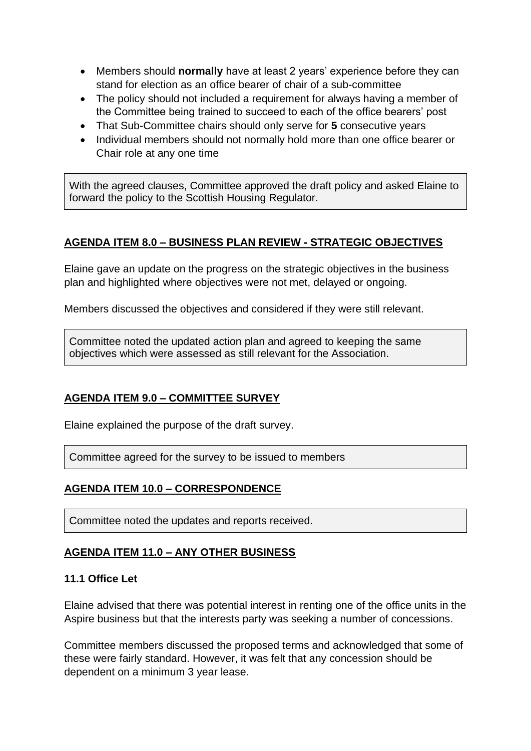- Members should **normally** have at least 2 years' experience before they can stand for election as an office bearer of chair of a sub-committee
- The policy should not included a requirement for always having a member of the Committee being trained to succeed to each of the office bearers' post
- That Sub-Committee chairs should only serve for **5** consecutive years
- Individual members should not normally hold more than one office bearer or Chair role at any one time

> With the agreed clauses, Committee approved the draft policy and asked Elaine to forward the policy to the Scottish Housing Regulator.

## AGENDA ITEM 8.0 – BUSINESS PLAN REVIEW - STRATEGIC OBJECTIVES

Elaine gave an update on the progress on the strategic objectives in the business plan and highlighted where objectives were not met, delayed or ongoing.

Members discussed the objectives and considered if they were still relevant.

> Committee noted the updated action plan and agreed to keeping the same objectives which were assessed as still relevant for the Association.

## AGENDA ITEM 9.0 – COMMITTEE SURVEY

Elaine explained the purpose of the draft survey.

> Committee agreed for the survey to be issued to members

## AGENDA ITEM 10.0 – CORRESPONDENCE

> Committee noted the updates and reports received.

## AGENDA ITEM 11.0 – ANY OTHER BUSINESS

### 11.1 Office Let

Elaine advised that there was potential interest in renting one of the office units in the Aspire business but that the interests party was seeking a number of concessions.

Committee members discussed the proposed terms and acknowledged that some of these were fairly standard. However, it was felt that any concession should be dependent on a minimum 3 year lease.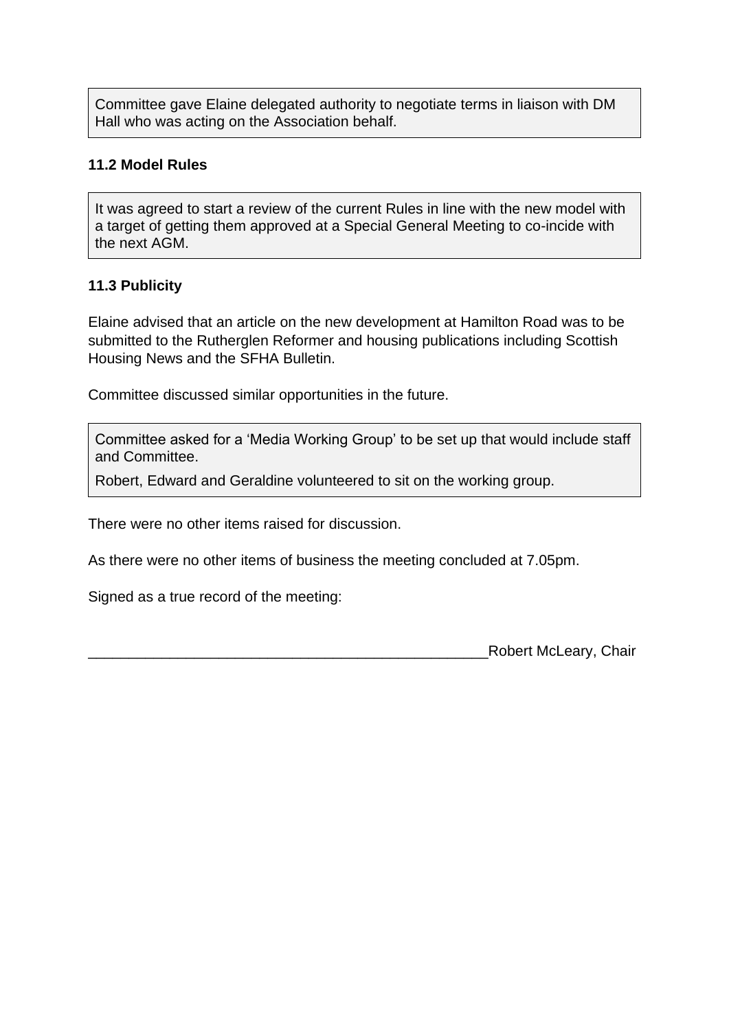Committee gave Elaine delegated authority to negotiate terms in liaison with DM Hall who was acting on the Association behalf.

**11.2 Model Rules**

It was agreed to start a review of the current Rules in line with the new model with a target of getting them approved at a Special General Meeting to co-incide with the next AGM.

**11.3 Publicity**

Elaine advised that an article on the new development at Hamilton Road was to be submitted to the Rutherglen Reformer and housing publications including Scottish Housing News and the SFHA Bulletin.

Committee discussed similar opportunities in the future.

Committee asked for a 'Media Working Group' to be set up that would include staff and Committee.

Robert, Edward and Geraldine volunteered to sit on the working group.

There were no other items raised for discussion.

As there were no other items of business the meeting concluded at 7.05pm.

Signed as a true record of the meeting:

__________________________________________________Robert McLeary, Chair